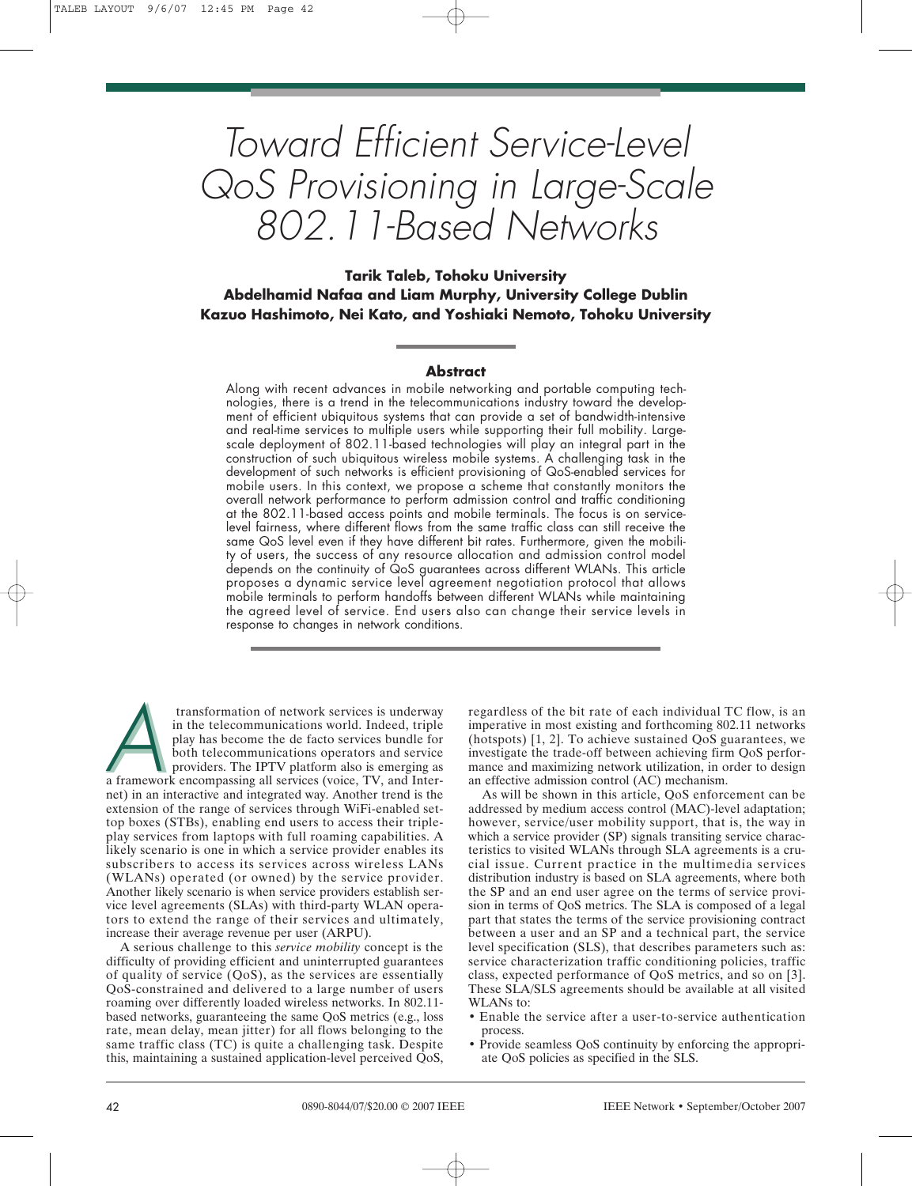# Toward Efficient Service-Level QoS Provisioning in Large-Scale 802.11-Based Networks

**Tarik Taleb, Tohoku University**
**Abdelhamid Nafaa and Liam Murphy, University College Dublin**
**Kazuo Hashimoto, Nei Kato, and Yoshiaki Nemoto, Tohoku University**

## Abstract

Along with recent advances in mobile networking and portable computing technologies, there is a trend in the telecommunications industry toward the development of efficient ubiquitous systems that can provide a set of bandwidth-intensive and real-time services to multiple users while supporting their full mobility. Large-scale deployment of 802.11-based technologies will play an integral part in the construction of such ubiquitous wireless mobile systems. A challenging task in the development of such networks is efficient provisioning of QoS-enabled services for mobile users. In this context, we propose a scheme that constantly monitors the overall network performance to perform admission control and traffic conditioning at the 802.11-based access points and mobile terminals. The focus is on service-level fairness, where different flows from the same traffic class can still receive the same QoS level even if they have different bit rates. Furthermore, given the mobility of users, the success of any resource allocation and admission control model depends on the continuity of QoS guarantees across different WLANs. This article proposes a dynamic service level agreement negotiation protocol that allows mobile terminals to perform handoffs between different WLANs while maintaining the agreed level of service. End users also can change their service levels in response to changes in network conditions.

A transformation of network services is underway in the telecommunications world. Indeed, triple play has become the de facto services bundle for both telecommunications operators and service providers. The IPTV platform also is emerging as a framework encompassing all services (voice, TV, and Internet) in an interactive and integrated way. Another trend is the extension of the range of services through WiFi-enabled set-top boxes (STBs), enabling end users to access their triple-play services from laptops with full roaming capabilities. A likely scenario is one in which a service provider enables its subscribers to access its services across wireless LANs (WLANs) operated (or owned) by the service provider. Another likely scenario is when service providers establish service level agreements (SLAs) with third-party WLAN operators to extend the range of their services and ultimately, increase their average revenue per user (ARPU).

A serious challenge to this *service mobility* concept is the difficulty of providing efficient and uninterrupted guarantees of quality of service (QoS), as the services are essentially QoS-constrained and delivered to a large number of users roaming over differently loaded wireless networks. In 802.11-based networks, guaranteeing the same QoS metrics (e.g., loss rate, mean delay, mean jitter) for all flows belonging to the same traffic class (TC) is quite a challenging task. Despite this, maintaining a sustained application-level perceived QoS, regardless of the bit rate of each individual TC flow, is an imperative in most existing and forthcoming 802.11 networks (hotspots) [1, 2]. To achieve sustained QoS guarantees, we investigate the trade-off between achieving firm QoS performance and maximizing network utilization, in order to design an effective admission control (AC) mechanism.

As will be shown in this article, QoS enforcement can be addressed by medium access control (MAC)-level adaptation; however, service/user mobility support, that is, the way in which a service provider (SP) signals transiting service characteristics to visited WLANs through SLA agreements is a crucial issue. Current practice in the multimedia services distribution industry is based on SLA agreements, where both the SP and an end user agree on the terms of service provision in terms of QoS metrics. The SLA is composed of a legal part that states the terms of the service provisioning contract between a user and an SP and a technical part, the service level specification (SLS), that describes parameters such as: service characterization traffic conditioning policies, traffic class, expected performance of QoS metrics, and so on [3]. These SLA/SLS agreements should be available at all visited WLANs to:

- Enable the service after a user-to-service authentication process.
- Provide seamless QoS continuity by enforcing the appropriate QoS policies as specified in the SLS.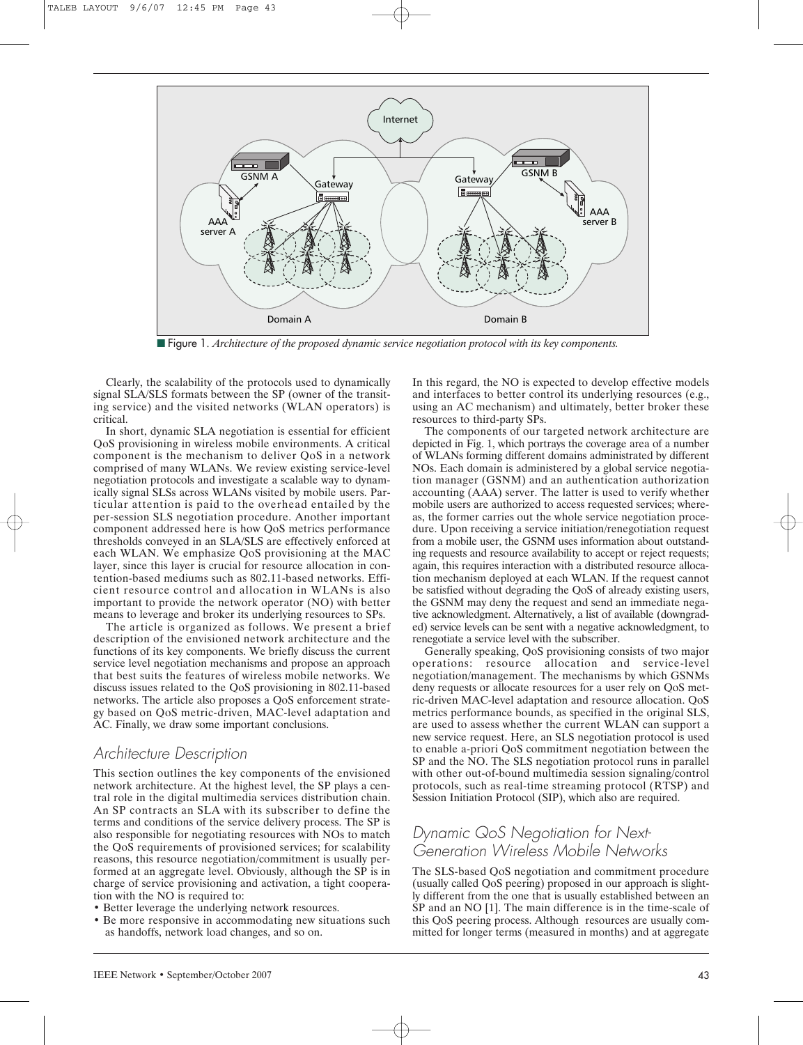■ Figure 1. *Architecture of the proposed dynamic service negotiation protocol with its key components.*

Clearly, the scalability of the protocols used to dynamically signal SLA/SLS formats between the SP (owner of the transiting service) and the visited networks (WLAN operators) is critical.

In short, dynamic SLA negotiation is essential for efficient QoS provisioning in wireless mobile environments. A critical component is the mechanism to deliver QoS in a network comprised of many WLANs. We review existing service-level negotiation protocols and investigate a scalable way to dynamically signal SLSs across WLANs visited by mobile users. Particular attention is paid to the overhead entailed by the per-session SLS negotiation procedure. Another important component addressed here is how QoS metrics performance thresholds conveyed in an SLA/SLS are effectively enforced at each WLAN. We emphasize QoS provisioning at the MAC layer, since this layer is crucial for resource allocation in contention-based mediums such as 802.11-based networks. Efficient resource control and allocation in WLANs is also important to provide the network operator (NO) with better means to leverage and broker its underlying resources to SPs.

The article is organized as follows. We present a brief description of the envisioned network architecture and the functions of its key components. We briefly discuss the current service level negotiation mechanisms and propose an approach that best suits the features of wireless mobile networks. We discuss issues related to the QoS provisioning in 802.11-based networks. The article also proposes a QoS enforcement strategy based on QoS metric-driven, MAC-level adaptation and AC. Finally, we draw some important conclusions.

## Architecture Description

This section outlines the key components of the envisioned network architecture. At the highest level, the SP plays a central role in the digital multimedia services distribution chain. An SP contracts an SLA with its subscriber to define the terms and conditions of the service delivery process. The SP is also responsible for negotiating resources with NOs to match the QoS requirements of provisioned services; for scalability reasons, this resource negotiation/commitment is usually performed at an aggregate level. Obviously, although the SP is in charge of service provisioning and activation, a tight cooperation with the NO is required to:

- Better leverage the underlying network resources.
- Be more responsive in accommodating new situations such as handoffs, network load changes, and so on.

In this regard, the NO is expected to develop effective models and interfaces to better control its underlying resources (e.g., using an AC mechanism) and ultimately, better broker these resources to third-party SPs.

The components of our targeted network architecture are depicted in Fig. 1, which portrays the coverage area of a number of WLANs forming different domains administrated by different NOs. Each domain is administered by a global service negotiation manager (GSNM) and an authentication authorization accounting (AAA) server. The latter is used to verify whether mobile users are authorized to access requested services; whereas, the former carries out the whole service negotiation procedure. Upon receiving a service initiation/renegotiation request from a mobile user, the GSNM uses information about outstanding requests and resource availability to accept or reject requests; again, this requires interaction with a distributed resource allocation mechanism deployed at each WLAN. If the request cannot be satisfied without degrading the QoS of already existing users, the GSNM may deny the request and send an immediate negative acknowledgment. Alternatively, a list of available (downgraded) service levels can be sent with a negative acknowledgment, to renegotiate a service level with the subscriber.

Generally speaking, QoS provisioning consists of two major operations: resource allocation and service-level negotiation/management. The mechanisms by which GSNMs deny requests or allocate resources for a user rely on QoS metric-driven MAC-level adaptation and resource allocation. QoS metrics performance bounds, as specified in the original SLS, are used to assess whether the current WLAN can support a new service request. Here, an SLS negotiation protocol is used to enable a-priori QoS commitment negotiation between the SP and the NO. The SLS negotiation protocol runs in parallel with other out-of-bound multimedia session signaling/control protocols, such as real-time streaming protocol (RTSP) and Session Initiation Protocol (SIP), which also are required.

## Dynamic QoS Negotiation for Next-Generation Wireless Mobile Networks

The SLS-based QoS negotiation and commitment procedure (usually called QoS peering) proposed in our approach is slightly different from the one that is usually established between an SP and an NO [1]. The main difference is in the time-scale of this QoS peering process. Although resources are usually committed for longer terms (measured in months) and at aggregate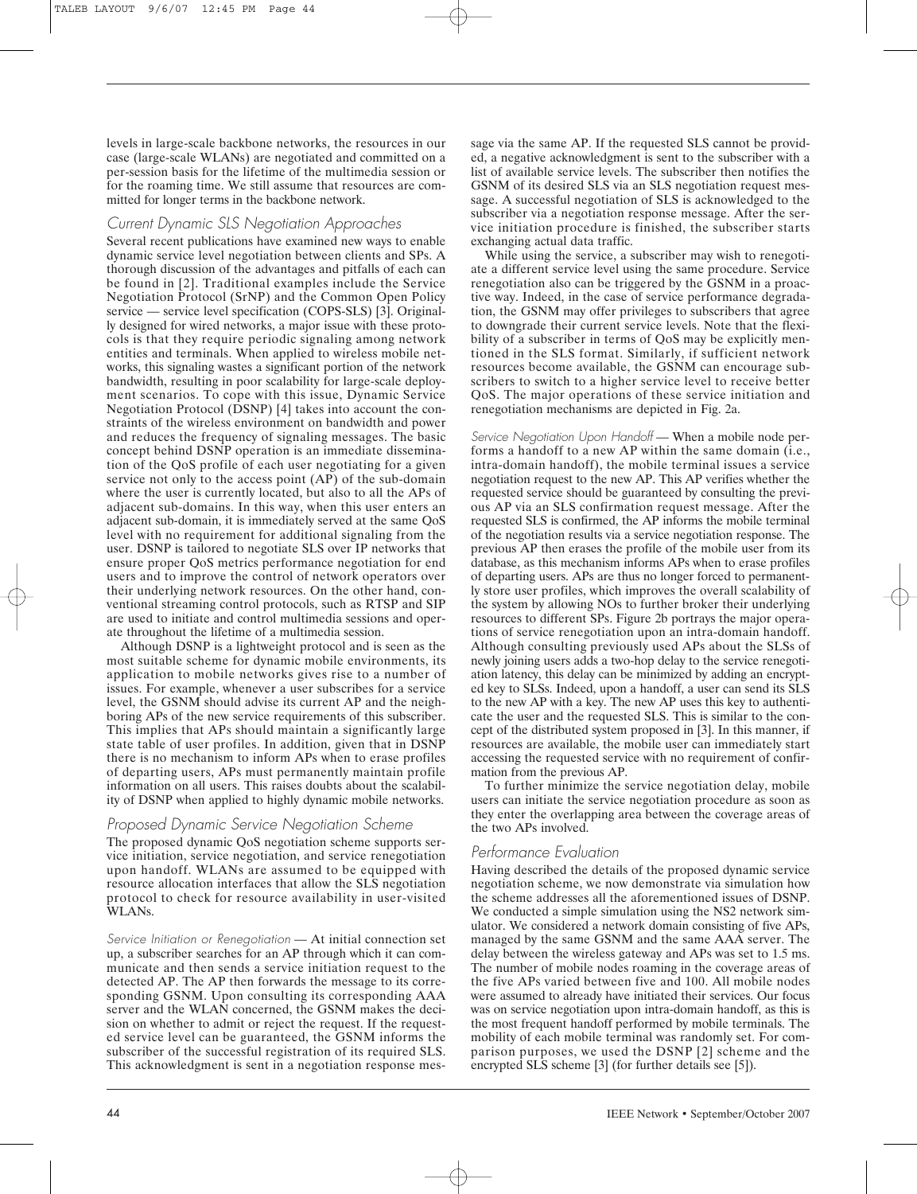levels in large-scale backbone networks, the resources in our case (large-scale WLANs) are negotiated and committed on a per-session basis for the lifetime of the multimedia session or for the roaming time. We still assume that resources are committed for longer terms in the backbone network.

## Current Dynamic SLS Negotiation Approaches

Several recent publications have examined new ways to enable dynamic service level negotiation between clients and SPs. A thorough discussion of the advantages and pitfalls of each can be found in [2]. Traditional examples include the Service Negotiation Protocol (SrNP) and the Common Open Policy service — service level specification (COPS-SLS) [3]. Originally designed for wired networks, a major issue with these protocols is that they require periodic signaling among network entities and terminals. When applied to wireless mobile networks, this signaling wastes a significant portion of the network bandwidth, resulting in poor scalability for large-scale deployment scenarios. To cope with this issue, Dynamic Service Negotiation Protocol (DSNP) [4] takes into account the constraints of the wireless environment on bandwidth and power and reduces the frequency of signaling messages. The basic concept behind DSNP operation is an immediate dissemination of the QoS profile of each user negotiating for a given service not only to the access point (AP) of the sub-domain where the user is currently located, but also to all the APs of adjacent sub-domains. In this way, when this user enters an adjacent sub-domain, it is immediately served at the same QoS level with no requirement for additional signaling from the user. DSNP is tailored to negotiate SLS over IP networks that ensure proper QoS metrics performance negotiation for end users and to improve the control of network operators over their underlying network resources. On the other hand, conventional streaming control protocols, such as RTSP and SIP are used to initiate and control multimedia sessions and operate throughout the lifetime of a multimedia session.

Although DSNP is a lightweight protocol and is seen as the most suitable scheme for dynamic mobile environments, its application to mobile networks gives rise to a number of issues. For example, whenever a user subscribes for a service level, the GSNM should advise its current AP and the neighboring APs of the new service requirements of this subscriber. This implies that APs should maintain a significantly large state table of user profiles. In addition, given that in DSNP there is no mechanism to inform APs when to erase profiles of departing users, APs must permanently maintain profile information on all users. This raises doubts about the scalability of DSNP when applied to highly dynamic mobile networks.

## Proposed Dynamic Service Negotiation Scheme

The proposed dynamic QoS negotiation scheme supports service initiation, service negotiation, and service renegotiation upon handoff. WLANs are assumed to be equipped with resource allocation interfaces that allow the SLS negotiation protocol to check for resource availability in user-visited WLANs.

*Service Initiation or Renegotiation* — At initial connection set up, a subscriber searches for an AP through which it can communicate and then sends a service initiation request to the detected AP. The AP then forwards the message to its corresponding GSNM. Upon consulting its corresponding AAA server and the WLAN concerned, the GSNM makes the decision on whether to admit or reject the request. If the requested service level can be guaranteed, the GSNM informs the subscriber of the successful registration of its required SLS. This acknowledgment is sent in a negotiation response message via the same AP. If the requested SLS cannot be provided, a negative acknowledgment is sent to the subscriber with a list of available service levels. The subscriber then notifies the GSNM of its desired SLS via an SLS negotiation request message. A successful negotiation of SLS is acknowledged to the subscriber via a negotiation response message. After the service initiation procedure is finished, the subscriber starts exchanging actual data traffic.

While using the service, a subscriber may wish to renegotiate a different service level using the same procedure. Service renegotiation also can be triggered by the GSNM in a proactive way. Indeed, in the case of service performance degradation, the GSNM may offer privileges to subscribers that agree to downgrade their current service levels. Note that the flexibility of a subscriber in terms of QoS may be explicitly mentioned in the SLS format. Similarly, if sufficient network resources become available, the GSNM can encourage subscribers to switch to a higher service level to receive better QoS. The major operations of these service initiation and renegotiation mechanisms are depicted in Fig. 2a.

*Service Negotiation Upon Handoff* — When a mobile node performs a handoff to a new AP within the same domain (i.e., intra-domain handoff), the mobile terminal issues a service negotiation request to the new AP. This AP verifies whether the requested service should be guaranteed by consulting the previous AP via an SLS confirmation request message. After the requested SLS is confirmed, the AP informs the mobile terminal of the negotiation results via a service negotiation response. The previous AP then erases the profile of the mobile user from its database, as this mechanism informs APs when to erase profiles of departing users. APs are thus no longer forced to permanently store user profiles, which improves the overall scalability of the system by allowing NOs to further broker their underlying resources to different SPs. Figure 2b portrays the major operations of service renegotiation upon an intra-domain handoff. Although consulting previously used APs about the SLSs of newly joining users adds a two-hop delay to the service renegotiation latency, this delay can be minimized by adding an encrypted key to SLSs. Indeed, upon a handoff, a user can send its SLS to the new AP with a key. The new AP uses this key to authenticate the user and the requested SLS. This is similar to the concept of the distributed system proposed in [3]. In this manner, if resources are available, the mobile user can immediately start accessing the requested service with no requirement of confirmation from the previous AP.

To further minimize the service negotiation delay, mobile users can initiate the service negotiation procedure as soon as they enter the overlapping area between the coverage areas of the two APs involved.

## Performance Evaluation

Having described the details of the proposed dynamic service negotiation scheme, we now demonstrate via simulation how the scheme addresses all the aforementioned issues of DSNP. We conducted a simple simulation using the NS2 network simulator. We considered a network domain consisting of five APs, managed by the same GSNM and the same AAA server. The delay between the wireless gateway and APs was set to 1.5 ms. The number of mobile nodes roaming in the coverage areas of the five APs varied between five and 100. All mobile nodes were assumed to already have initiated their services. Our focus was on service negotiation upon intra-domain handoff, as this is the most frequent handoff performed by mobile terminals. The mobility of each mobile terminal was randomly set. For comparison purposes, we used the DSNP [2] scheme and the encrypted SLS scheme [3] (for further details see [5]).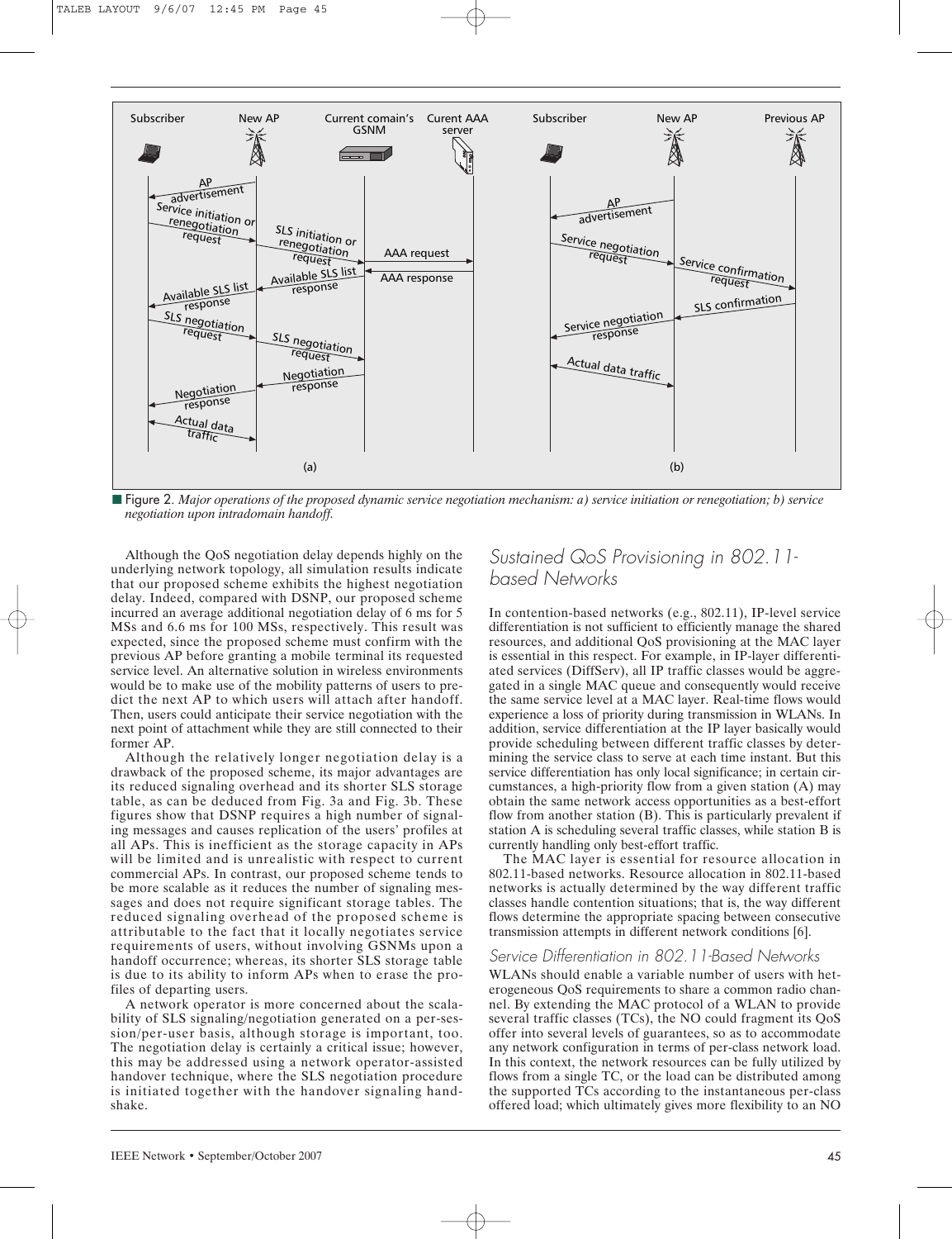■ Figure 2. *Major operations of the proposed dynamic service negotiation mechanism: a) service initiation or renegotiation; b) service negotiation upon intradomain handoff.*

Although the QoS negotiation delay depends highly on the underlying network topology, all simulation results indicate that our proposed scheme exhibits the highest negotiation delay. Indeed, compared with DSNP, our proposed scheme incurred an average additional negotiation delay of 6 ms for 5 MSs and 6.6 ms for 100 MSs, respectively. This result was expected, since the proposed scheme must confirm with the previous AP before granting a mobile terminal its requested service level. An alternative solution in wireless environments would be to make use of the mobility patterns of users to predict the next AP to which users will attach after handoff. Then, users could anticipate their service negotiation with the next point of attachment while they are still connected to their former AP.

Although the relatively longer negotiation delay is a drawback of the proposed scheme, its major advantages are its reduced signaling overhead and its shorter SLS storage table, as can be deduced from Fig. 3a and Fig. 3b. These figures show that DSNP requires a high number of signaling messages and causes replication of the users' profiles at all APs. This is inefficient as the storage capacity in APs will be limited and is unrealistic with respect to current commercial APs. In contrast, our proposed scheme tends to be more scalable as it reduces the number of signaling messages and does not require significant storage tables. The reduced signaling overhead of the proposed scheme is attributable to the fact that it locally negotiates service requirements of users, without involving GSNMs upon a handoff occurrence; whereas, its shorter SLS storage table is due to its ability to inform APs when to erase the profiles of departing users.

A network operator is more concerned about the scalability of SLS signaling/negotiation generated on a per-session/per-user basis, although storage is important, too. The negotiation delay is certainly a critical issue; however, this may be addressed using a network operator-assisted handover technique, where the SLS negotiation procedure is initiated together with the handover signaling handshake.

## Sustained QoS Provisioning in 802.11-based Networks

In contention-based networks (e.g., 802.11), IP-level service differentiation is not sufficient to efficiently manage the shared resources, and additional QoS provisioning at the MAC layer is essential in this respect. For example, in IP-layer differentiated services (DiffServ), all IP traffic classes would be aggregated in a single MAC queue and consequently would receive the same service level at a MAC layer. Real-time flows would experience a loss of priority during transmission in WLANs. In addition, service differentiation at the IP layer basically would provide scheduling between different traffic classes by determining the service class to serve at each time instant. But this service differentiation has only local significance; in certain circumstances, a high-priority flow from a given station (A) may obtain the same network access opportunities as a best-effort flow from another station (B). This is particularly prevalent if station A is scheduling several traffic classes, while station B is currently handling only best-effort traffic.

The MAC layer is essential for resource allocation in 802.11-based networks. Resource allocation in 802.11-based networks is actually determined by the way different traffic classes handle contention situations; that is, the way different flows determine the appropriate spacing between consecutive transmission attempts in different network conditions [6].

### Service Differentiation in 802.11-Based Networks

WLANs should enable a variable number of users with heterogeneous QoS requirements to share a common radio channel. By extending the MAC protocol of a WLAN to provide several traffic classes (TCs), the NO could fragment its QoS offer into several levels of guarantees, so as to accommodate any network configuration in terms of per-class network load. In this context, the network resources can be fully utilized by flows from a single TC, or the load can be distributed among the supported TCs according to the instantaneous per-class offered load; which ultimately gives more flexibility to an NO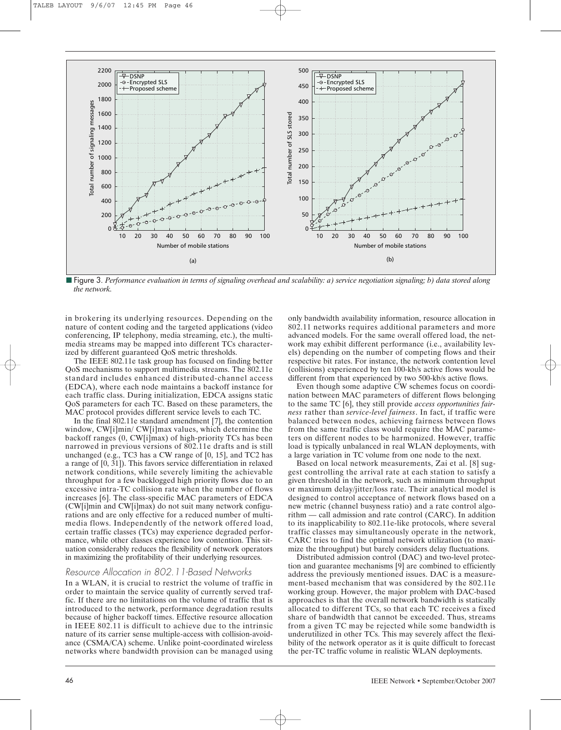■ Figure 3. *Performance evaluation in terms of signaling overhead and scalability: a) service negotiation signaling; b) data stored along the network.*

in brokering its underlying resources. Depending on the nature of content coding and the targeted applications (video conferencing, IP telephony, media streaming, etc.), the multimedia streams may be mapped into different TCs characterized by different guaranteed QoS metric thresholds.

The IEEE 802.11e task group has focused on finding better QoS mechanisms to support multimedia streams. The 802.11e standard includes enhanced distributed-channel access (EDCA), where each node maintains a backoff instance for each traffic class. During initialization, EDCA assigns static QoS parameters for each TC. Based on these parameters, the MAC protocol provides different service levels to each TC.

In the final 802.11e standard amendment [7], the contention window, CW[i]min/ CW[i]max values, which determine the backoff ranges (0, CW[i]max) of high-priority TCs has been narrowed in previous versions of 802.11e drafts and is still unchanged (e.g., TC3 has a CW range of [0, 15], and TC2 has a range of [0, 31]). This favors service differentiation in relaxed network conditions, while severely limiting the achievable throughput for a few backlogged high priority flows due to an excessive intra-TC collision rate when the number of flows increases [6]. The class-specific MAC parameters of EDCA (CW[i]min and CW[i]max) do not suit many network configurations and are only effective for a reduced number of multimedia flows. Independently of the network offered load, certain traffic classes (TCs) may experience degraded performance, while other classes experience low contention. This situation considerably reduces the flexibility of network operators in maximizing the profitability of their underlying resources.

### Resource Allocation in 802.11-Based Networks

In a WLAN, it is crucial to restrict the volume of traffic in order to maintain the service quality of currently served traffic. If there are no limitations on the volume of traffic that is introduced to the network, performance degradation results because of higher backoff times. Effective resource allocation in IEEE 802.11 is difficult to achieve due to the intrinsic nature of its carrier sense multiple-access with collision-avoidance (CSMA/CA) scheme. Unlike point-coordinated wireless networks where bandwidth provision can be managed using only bandwidth availability information, resource allocation in 802.11 networks requires additional parameters and more advanced models. For the same overall offered load, the network may exhibit different performance (i.e., availability levels) depending on the number of competing flows and their respective bit rates. For instance, the network contention level (collisions) experienced by ten 100-kb/s active flows would be different from that experienced by two 500-kb/s active flows.

Even though some adaptive CW schemes focus on coordination between MAC parameters of different flows belonging to the same TC [6], they still provide *access opportunities fairness* rather than *service-level fairness*. In fact, if traffic were balanced between nodes, achieving fairness between flows from the same traffic class would require the MAC parameters on different nodes to be harmonized. However, traffic load is typically unbalanced in real WLAN deployments, with a large variation in TC volume from one node to the next.

Based on local network measurements, Zai et al. [8] suggest controlling the arrival rate at each station to satisfy a given threshold in the network, such as minimum throughput or maximum delay/jitter/loss rate. Their analytical model is designed to control acceptance of network flows based on a new metric (channel busyness ratio) and a rate control algorithm — call admission and rate control (CARC). In addition to its inapplicability to 802.11e-like protocols, where several traffic classes may simultaneously operate in the network, CARC tries to find the optimal network utilization (to maximize the throughput) but barely considers delay fluctuations.

Distributed admission control (DAC) and two-level protection and guarantee mechanisms [9] are combined to efficiently address the previously mentioned issues. DAC is a measurement-based mechanism that was considered by the 802.11e working group. However, the major problem with DAC-based approaches is that the overall network bandwidth is statically allocated to different TCs, so that each TC receives a fixed share of bandwidth that cannot be exceeded. Thus, streams from a given TC may be rejected while some bandwidth is underutilized in other TCs. This may severely affect the flexibility of the network operator as it is quite difficult to forecast the per-TC traffic volume in realistic WLAN deployments.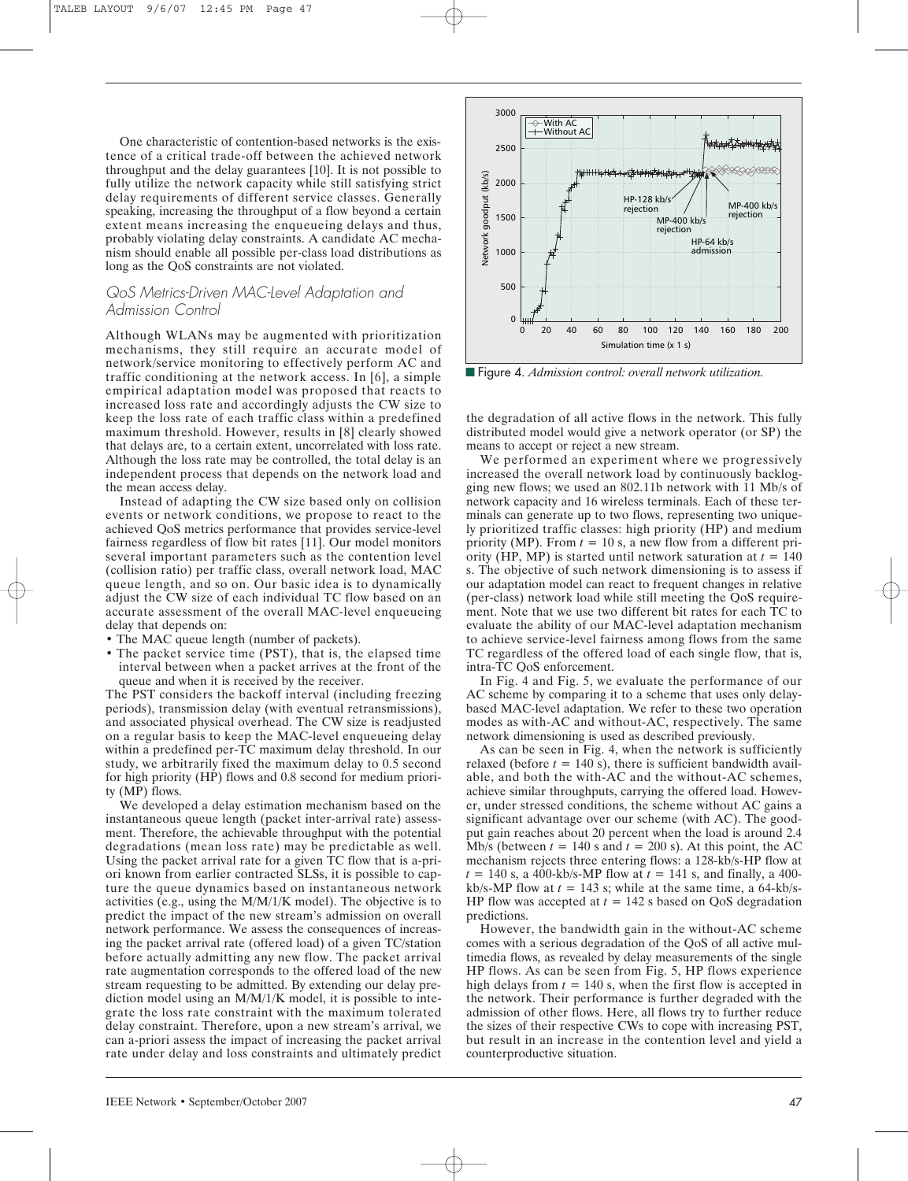One characteristic of contention-based networks is the existence of a critical trade-off between the achieved network throughput and the delay guarantees [10]. It is not possible to fully utilize the network capacity while still satisfying strict delay requirements of different service classes. Generally speaking, increasing the throughput of a flow beyond a certain extent means increasing the enqueueing delays and thus, probably violating delay constraints. A candidate AC mechanism should enable all possible per-class load distributions as long as the QoS constraints are not violated.

## QoS Metrics-Driven MAC-Level Adaptation and Admission Control

Although WLANs may be augmented with prioritization mechanisms, they still require an accurate model of network/service monitoring to effectively perform AC and traffic conditioning at the network access. In [6], a simple empirical adaptation model was proposed that reacts to increased loss rate and accordingly adjusts the CW size to keep the loss rate of each traffic class within a predefined maximum threshold. However, results in [8] clearly showed that delays are, to a certain extent, uncorrelated with loss rate. Although the loss rate may be controlled, the total delay is an independent process that depends on the network load and the mean access delay.

Instead of adapting the CW size based only on collision events or network conditions, we propose to react to the achieved QoS metrics performance that provides service-level fairness regardless of flow bit rates [11]. Our model monitors several important parameters such as the contention level (collision ratio) per traffic class, overall network load, MAC queue length, and so on. Our basic idea is to dynamically adjust the CW size of each individual TC flow based on an accurate assessment of the overall MAC-level enqueueing delay that depends on:

- The MAC queue length (number of packets).
- The packet service time (PST), that is, the elapsed time interval between when a packet arrives at the front of the queue and when it is received by the receiver.

The PST considers the backoff interval (including freezing periods), transmission delay (with eventual retransmissions), and associated physical overhead. The CW size is readjusted on a regular basis to keep the MAC-level enqueueing delay within a predefined per-TC maximum delay threshold. In our study, we arbitrarily fixed the maximum delay to 0.5 second for high priority (HP) flows and 0.8 second for medium priority (MP) flows.

We developed a delay estimation mechanism based on the instantaneous queue length (packet inter-arrival rate) assessment. Therefore, the achievable throughput with the potential degradations (mean loss rate) may be predictable as well. Using the packet arrival rate for a given TC flow that is a-priori known from earlier contracted SLSs, it is possible to capture the queue dynamics based on instantaneous network activities (e.g., using the M/M/1/K model). The objective is to predict the impact of the new stream's admission on overall network performance. We assess the consequences of increasing the packet arrival rate (offered load) of a given TC/station before actually admitting any new flow. The packet arrival rate augmentation corresponds to the offered load of the new stream requesting to be admitted. By extending our delay prediction model using an M/M/1/K model, it is possible to integrate the loss rate constraint with the maximum tolerated delay constraint. Therefore, upon a new stream's arrival, we can a-priori assess the impact of increasing the packet arrival rate under delay and loss constraints and ultimately predict the degradation of all active flows in the network. This fully distributed model would give a network operator (or SP) the means to accept or reject a new stream.

3000
2500
2000
1500
1000
500
0
Network goodput (kb/s)
0 20 40 60 80 100 120 140 160 180 200
Simulation time (x 1 s)
With AC
Without AC
HP-128 kb/s rejection
MP-400 kb/s rejection
HP-64 kb/s admission
MP-400 kb/s rejection

■ Figure 4. *Admission control: overall network utilization.*

We performed an experiment where we progressively increased the overall network load by continuously backlogging new flows; we used an 802.11b network with 11 Mb/s of network capacity and 16 wireless terminals. Each of these terminals can generate up to two flows, representing two uniquely prioritized traffic classes: high priority (HP) and medium priority (MP). From $t = 10$ s, a new flow from a different priority (HP, MP) is started until network saturation at $t = 140$ s. The objective of such network dimensioning is to assess if our adaptation model can react to frequent changes in relative (per-class) network load while still meeting the QoS requirement. Note that we use two different bit rates for each TC to evaluate the ability of our MAC-level adaptation mechanism to achieve service-level fairness among flows from the same TC regardless of the offered load of each single flow, that is, intra-TC QoS enforcement.

In Fig. 4 and Fig. 5, we evaluate the performance of our AC scheme by comparing it to a scheme that uses only delay-based MAC-level adaptation. We refer to these two operation modes as with-AC and without-AC, respectively. The same network dimensioning is used as described previously.

As can be seen in Fig. 4, when the network is sufficiently relaxed (before $t = 140$ s), there is sufficient bandwidth available, and both the with-AC and the without-AC schemes, achieve similar throughputs, carrying the offered load. However, under stressed conditions, the scheme without AC gains a significant advantage over our scheme (with AC). The goodput gain reaches about 20 percent when the load is around 2.4 Mb/s (between $t = 140$ s and $t = 200$ s). At this point, the AC mechanism rejects three entering flows: a 128-kb/s-HP flow at $t = 140$ s, a 400-kb/s-MP flow at $t = 141$ s, and finally, a 400-kb/s-MP flow at $t = 143$ s; while at the same time, a 64-kb/s-HP flow was accepted at $t = 142$ s based on QoS degradation predictions.

However, the bandwidth gain in the without-AC scheme comes with a serious degradation of the QoS of all active multimedia flows, as revealed by delay measurements of the single HP flows. As can be seen from Fig. 5, HP flows experience high delays from $t = 140$ s, when the first flow is accepted in the network. Their performance is further degraded with the admission of other flows. Here, all flows try to further reduce the sizes of their respective CWs to cope with increasing PST, but result in an increase in the contention level and yield a counterproductive situation.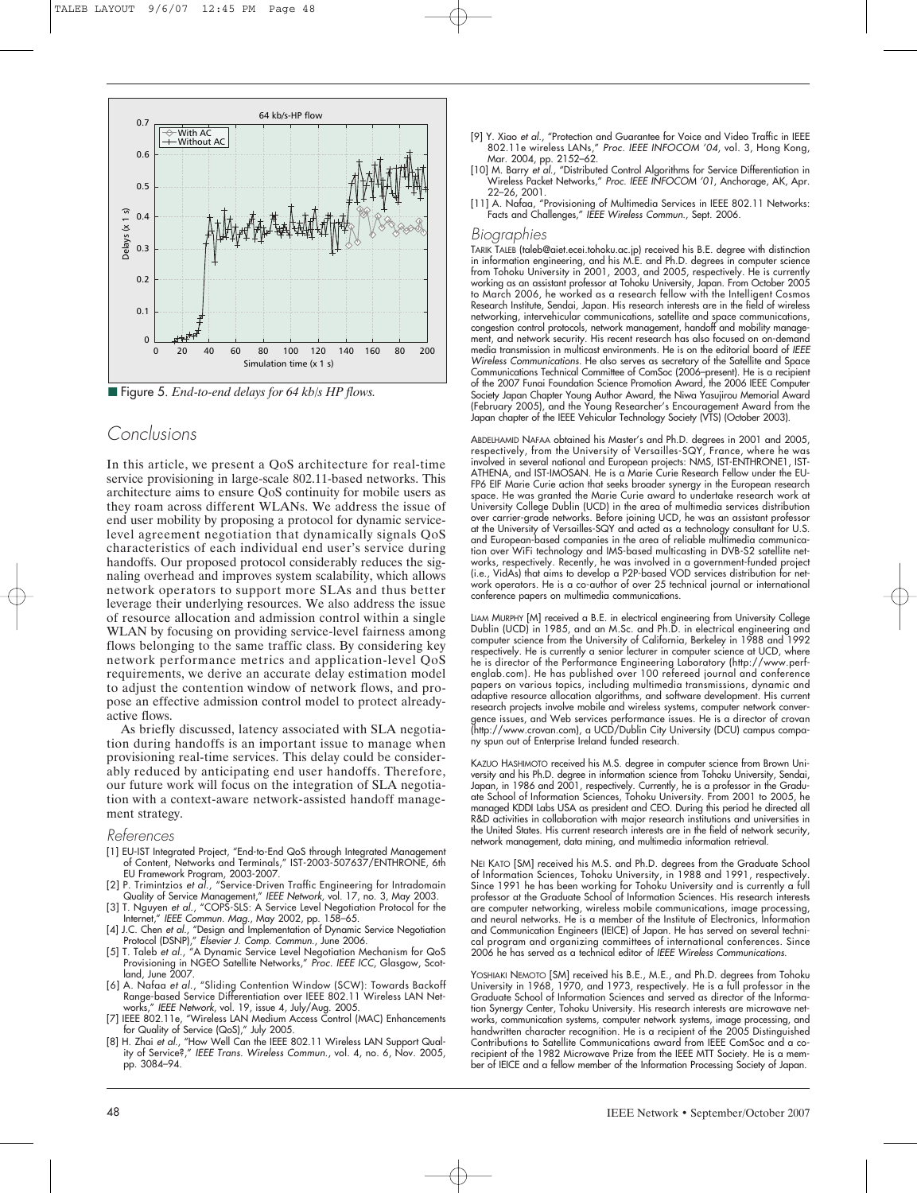64 kb/s-HP flow

With AC
Without AC

Delays (x 1 s)

0.7
0.6
0.5
0.4
0.3
0.2
0.1
0

0 20 40 60 80 100 120 140 160 80 200

Simulation time (x 1 s)

■ Figure 5. *End-to-end delays for 64 kb/s HP flows.*

## Conclusions

In this article, we present a QoS architecture for real-time service provisioning in large-scale 802.11-based networks. This architecture aims to ensure QoS continuity for mobile users as they roam across different WLANs. We address the issue of end user mobility by proposing a protocol for dynamic service-level agreement negotiation that dynamically signals QoS characteristics of each individual end user's service during handoffs. Our proposed protocol considerably reduces the signaling overhead and improves system scalability, which allows network operators to support more SLAs and thus better leverage their underlying resources. We also address the issue of resource allocation and admission control within a single WLAN by focusing on providing service-level fairness among flows belonging to the same traffic class. By considering key network performance metrics and application-level QoS requirements, we derive an accurate delay estimation model to adjust the contention window of network flows, and propose an effective admission control model to protect already-active flows.

As briefly discussed, latency associated with SLA negotiation during handoffs is an important issue to manage when provisioning real-time services. This delay could be considerably reduced by anticipating end user handoffs. Therefore, our future work will focus on the integration of SLA negotiation with a context-aware network-assisted handoff management strategy.

## References

[1] EU-IST Integrated Project, "End-to-End QoS through Integrated Management of Content, Networks and Terminals," IST-2003-507637/ENTHRONE, 6th EU Framework Program, 2003-2007.

[2] P. Trimintzios *et al.*, "Service-Driven Traffic Engineering for Intradomain Quality of Service Management," *IEEE Network*, vol. 17, no. 3, May 2003.

[3] T. Nguyen *et al.*, "COPS-SLS: A Service Level Negotiation Protocol for the Internet," *IEEE Commun. Mag.*, May 2002, pp. 158–65.

[4] J.C. Chen *et al.*, "Design and Implementation of Dynamic Service Negotiation Protocol (DSNP)," *Elsevier J. Comp. Commun.*, June 2006.

[5] T. Taleb *et al.*, "A Dynamic Service Level Negotiation Mechanism for QoS Provisioning in NGEO Satellite Networks," *Proc. IEEE ICC*, Glasgow, Scotland, June 2007.

[6] A. Nafaa *et al.*, "Sliding Contention Window (SCW): Towards Backoff Range-based Service Differentiation over IEEE 802.11 Wireless LAN Networks," *IEEE Network*, vol. 19, issue 4, July/Aug. 2005.

[7] IEEE 802.11e, "Wireless LAN Medium Access Control (MAC) Enhancements for Quality of Service (QoS)," July 2005.

[8] H. Zhai *et al.*, "How Well Can the IEEE 802.11 Wireless LAN Support Quality of Service?," *IEEE Trans. Wireless Commun.*, vol. 4, no. 6, Nov. 2005, pp. 3084–94.

[9] Y. Xiao *et al.*, "Protection and Guarantee for Voice and Video Traffic in IEEE 802.11e wireless LANs," *Proc. IEEE INFOCOM '04*, vol. 3, Hong Kong, Mar. 2004, pp. 2152–62.

[10] M. Barry *et al.*, "Distributed Control Algorithms for Service Differentiation in Wireless Packet Networks," *Proc. IEEE INFOCOM '01*, Anchorage, AK, Apr. 22–26, 2001.

[11] A. Nafaa, "Provisioning of Multimedia Services in IEEE 802.11 Networks: Facts and Challenges," *IEEE Wireless Commun.*, Sept. 2006.

## Biographies

TARIK TALEB (taleb@aiet.ecei.tohoku.ac.jp) received his B.E. degree with distinction in information engineering, and his M.E. and Ph.D. degrees in computer science from Tohoku University in 2001, 2003, and 2005, respectively. He is currently working as an assistant professor at Tohoku University, Japan. From October 2005 to March 2006, he worked as a research fellow with the Intelligent Cosmos Research Institute, Sendai, Japan. His research interests are in the field of wireless networking, intervehicular communications, satellite and space communications, congestion control protocols, network management, handoff and mobility management, and network security. His recent research has also focused on on-demand media transmission in multicast environments. He is on the editorial board of *IEEE Wireless Communications*. He also serves as secretary of the Satellite and Space Communications Technical Committee of ComSoc (2006–present). He is a recipient of the 2007 Funai Foundation Science Promotion Award, the 2006 IEEE Computer Society Japan Chapter Young Author Award, the Niwa Yasujirou Memorial Award (February 2005), and the Young Researcher's Encouragement Award from the Japan chapter of the IEEE Vehicular Technology Society (VTS) (October 2003).

ABDELHAMID NAFAA obtained his Master's and Ph.D. degrees in 2001 and 2005, respectively, from the University of Versailles-SQY, France, where he was involved in several national and European projects: NMS, IST-ENTHRONE1, IST-ATHENA, and IST-IMOSAN. He is a Marie Curie Research Fellow under the EU-FP6 EIF Marie Curie action that seeks broader synergy in the European research space. He was granted the Marie Curie award to undertake research work at University College Dublin (UCD) in the area of multimedia services distribution over carrier-grade networks. Before joining UCD, he was an assistant professor at the University of Versailles-SQY and acted as a technology consultant for U.S. and European-based companies in the area of reliable multimedia communication over WiFi technology and IMS-based multicasting in DVB-S2 satellite networks, respectively. Recently, he was involved in a government-funded project (i.e., VidAs) that aims to develop a P2P-based VOD services distribution for network operators. He is a co-author of over 25 technical journal or international conference papers on multimedia communications.

LIAM MURPHY [M] received a B.E. in electrical engineering from University College Dublin (UCD) in 1985, and an M.Sc. and Ph.D. in electrical engineering and computer science from the University of California, Berkeley in 1988 and 1992 respectively. He is currently a senior lecturer in computer science at UCD, where he is director of the Performance Engineering Laboratory (http://www.perfenglab.com). He has published over 100 refereed journal and conference papers on various topics, including multimedia transmissions, dynamic and adaptive resource allocation algorithms, and software development. His current research projects involve mobile and wireless systems, computer network convergence issues, and Web services performance issues. He is a director of crovan (http://www.crovan.com), a UCD/Dublin City University (DCU) campus company spun out of Enterprise Ireland funded research.

KAZUO HASHIMOTO received his M.S. degree in computer science from Brown University and his Ph.D. degree in information science from Tohoku University, Sendai, Japan, in 1986 and 2001, respectively. Currently, he is a professor in the Graduate School of Information Sciences, Tohoku University. From 2001 to 2005, he managed KDDI Labs USA as president and CEO. During this period he directed all R&D activities in collaboration with major research institutions and universities in the United States. His current research interests are in the field of network security, network management, data mining, and multimedia information retrieval.

NEI KATO [SM] received his M.S. and Ph.D. degrees from the Graduate School of Information Sciences, Tohoku University, in 1988 and 1991, respectively. Since 1991 he has been working for Tohoku University and is currently a full professor at the Graduate School of Information Sciences. His research interests are computer networking, wireless mobile communications, image processing, and neural networks. He is a member of the Institute of Electronics, Information and Communication Engineers (IEICE) of Japan. He has served on several technical program and organizing committees of international conferences. Since 2006 he has served as a technical editor of *IEEE Wireless Communications*.

YOSHIAKI NEMOTO [SM] received his B.E., M.E., and Ph.D. degrees from Tohoku University in 1968, 1970, and 1973, respectively. He is a full professor in the Graduate School of Information Sciences and served as director of the Information Synergy Center, Tohoku University. His research interests are microwave networks, communication systems, computer network systems, image processing, and handwritten character recognition. He is a recipient of the 2005 Distinguished Contributions to Satellite Communications award from IEEE ComSoc and a co-recipient of the 1982 Microwave Prize from the IEEE MTT Society. He is a member of IEICE and a fellow member of the Information Processing Society of Japan.